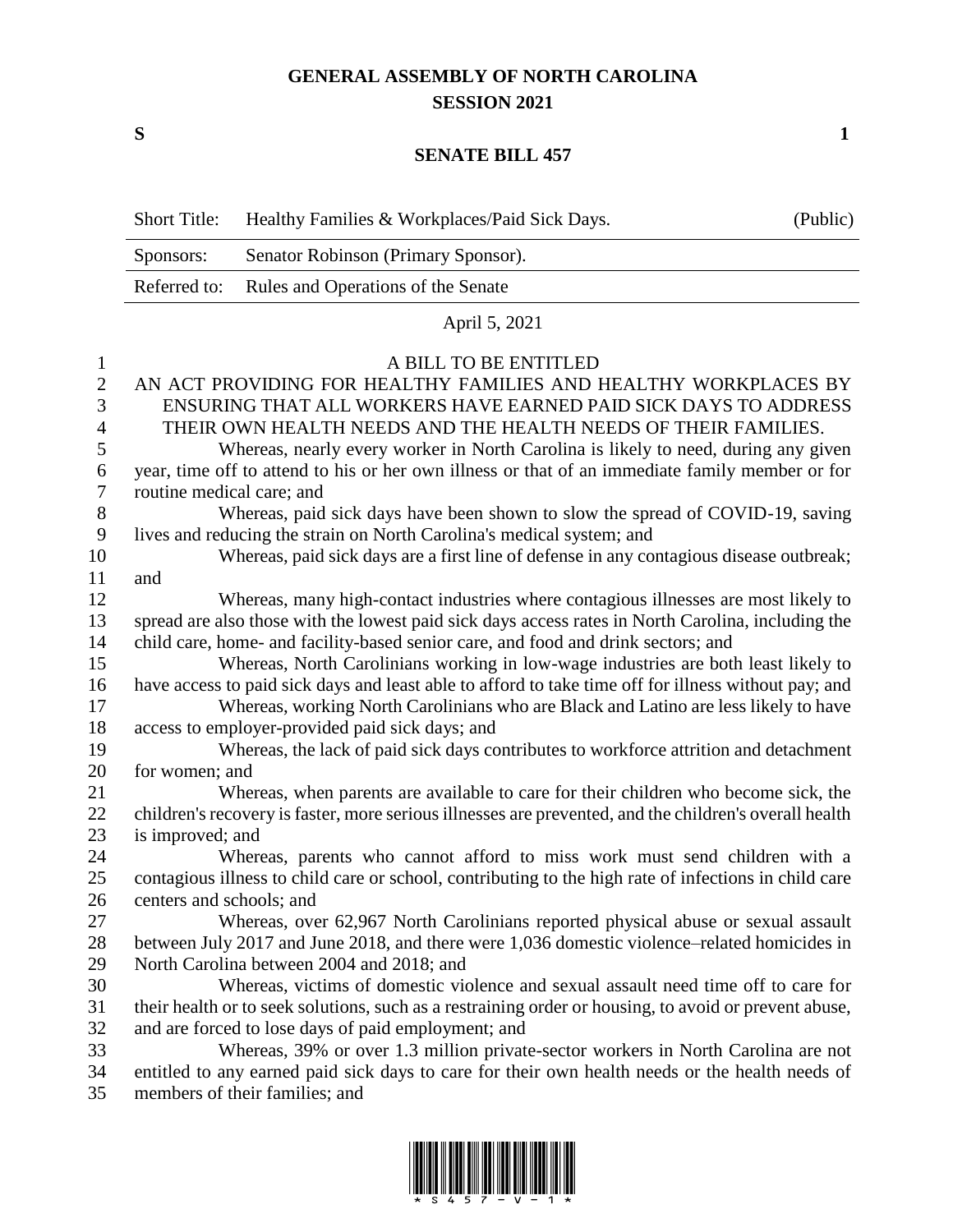# GENERAL ASSEMBLY OF NORTH CAROLINA
## SESSION 2021

**S** **1**

## SENATE BILL 457

| Short Title: | Healthy Families & Workplaces/Paid Sick Days. | (Public) |
|---|---|---|
| Sponsors: | Senator Robinson (Primary Sponsor). | |
| Referred to: | Rules and Operations of the Senate | |

April 5, 2021

A BILL TO BE ENTITLED

AN ACT PROVIDING FOR HEALTHY FAMILIES AND HEALTHY WORKPLACES BY ENSURING THAT ALL WORKERS HAVE EARNED PAID SICK DAYS TO ADDRESS THEIR OWN HEALTH NEEDS AND THE HEALTH NEEDS OF THEIR FAMILIES.

Whereas, nearly every worker in North Carolina is likely to need, during any given year, time off to attend to his or her own illness or that of an immediate family member or for routine medical care; and

Whereas, paid sick days have been shown to slow the spread of COVID-19, saving lives and reducing the strain on North Carolina's medical system; and

Whereas, paid sick days are a first line of defense in any contagious disease outbreak; and

Whereas, many high-contact industries where contagious illnesses are most likely to spread are also those with the lowest paid sick days access rates in North Carolina, including the child care, home- and facility-based senior care, and food and drink sectors; and

Whereas, North Carolinians working in low-wage industries are both least likely to have access to paid sick days and least able to afford to take time off for illness without pay; and

Whereas, working North Carolinians who are Black and Latino are less likely to have access to employer-provided paid sick days; and

Whereas, the lack of paid sick days contributes to workforce attrition and detachment for women; and

Whereas, when parents are available to care for their children who become sick, the children's recovery is faster, more serious illnesses are prevented, and the children's overall health is improved; and

Whereas, parents who cannot afford to miss work must send children with a contagious illness to child care or school, contributing to the high rate of infections in child care centers and schools; and

Whereas, over 62,967 North Carolinians reported physical abuse or sexual assault between July 2017 and June 2018, and there were 1,036 domestic violence–related homicides in North Carolina between 2004 and 2018; and

Whereas, victims of domestic violence and sexual assault need time off to care for their health or to seek solutions, such as a restraining order or housing, to avoid or prevent abuse, and are forced to lose days of paid employment; and

Whereas, 39% or over 1.3 million private-sector workers in North Carolina are not entitled to any earned paid sick days to care for their own health needs or the health needs of members of their families; and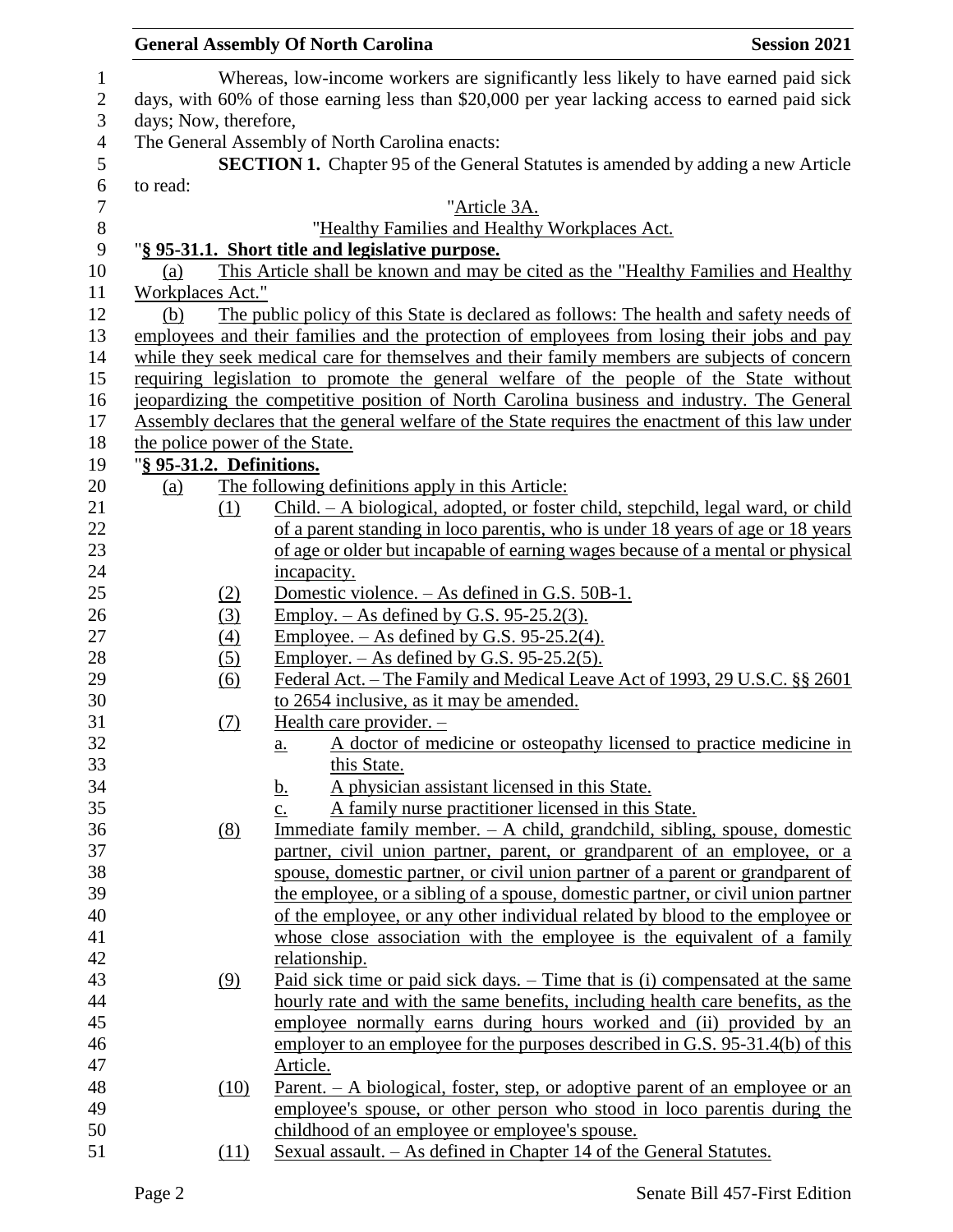Whereas, low-income workers are significantly less likely to have earned paid sick days, with 60% of those earning less than $20,000 per year lacking access to earned paid sick days; Now, therefore,

The General Assembly of North Carolina enacts:

**SECTION 1.** Chapter 95 of the General Statutes is amended by adding a new Article to read:

"Article 3A.

"Healthy Families and Healthy Workplaces Act.

"**§ 95-31.1. Short title and legislative purpose.**

(a) This Article shall be known and may be cited as the "Healthy Families and Healthy Workplaces Act."

(b) The public policy of this State is declared as follows: The health and safety needs of employees and their families and the protection of employees from losing their jobs and pay while they seek medical care for themselves and their family members are subjects of concern requiring legislation to promote the general welfare of the people of the State without jeopardizing the competitive position of North Carolina business and industry. The General Assembly declares that the general welfare of the State requires the enactment of this law under the police power of the State.

"**§ 95-31.2. Definitions.**

(a) The following definitions apply in this Article:

(1) Child. – A biological, adopted, or foster child, stepchild, legal ward, or child of a parent standing in loco parentis, who is under 18 years of age or 18 years of age or older but incapable of earning wages because of a mental or physical incapacity.

(2) Domestic violence. – As defined in G.S. 50B-1.

(3) Employ. – As defined by G.S. 95-25.2(3).

(4) Employee. – As defined by G.S. 95-25.2(4).

(5) Employer. – As defined by G.S. 95-25.2(5).

(6) Federal Act. – The Family and Medical Leave Act of 1993, 29 U.S.C. §§ 2601 to 2654 inclusive, as it may be amended.

(7) Health care provider. –

a. A doctor of medicine or osteopathy licensed to practice medicine in this State.

b. A physician assistant licensed in this State.

c. A family nurse practitioner licensed in this State.

(8) Immediate family member. – A child, grandchild, sibling, spouse, domestic partner, civil union partner, parent, or grandparent of an employee, or a spouse, domestic partner, or civil union partner of a parent or grandparent of the employee, or a sibling of a spouse, domestic partner, or civil union partner of the employee, or any other individual related by blood to the employee or whose close association with the employee is the equivalent of a family relationship.

(9) Paid sick time or paid sick days. – Time that is (i) compensated at the same hourly rate and with the same benefits, including health care benefits, as the employee normally earns during hours worked and (ii) provided by an employer to an employee for the purposes described in G.S. 95-31.4(b) of this Article.

(10) Parent. – A biological, foster, step, or adoptive parent of an employee or an employee's spouse, or other person who stood in loco parentis during the childhood of an employee or employee's spouse.

(11) Sexual assault. – As defined in Chapter 14 of the General Statutes.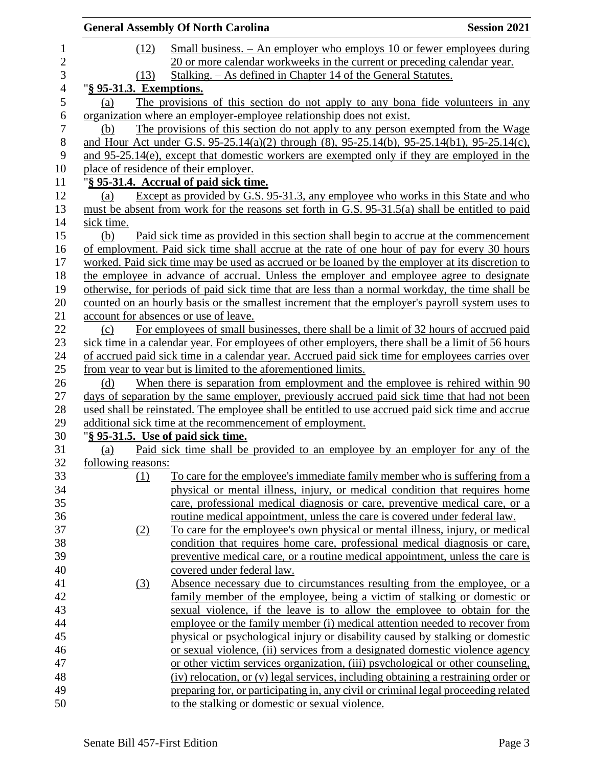(12) Small business. – An employer who employs 10 or fewer employees during 20 or more calendar workweeks in the current or preceding calendar year.

(13) Stalking. – As defined in Chapter 14 of the General Statutes.

"**§ 95-31.3. Exemptions.**

(a) The provisions of this section do not apply to any bona fide volunteers in any organization where an employer-employee relationship does not exist.

(b) The provisions of this section do not apply to any person exempted from the Wage and Hour Act under G.S. 95-25.14(a)(2) through (8), 95-25.14(b), 95-25.14(b1), 95-25.14(c), and 95-25.14(e), except that domestic workers are exempted only if they are employed in the place of residence of their employer.

"**§ 95-31.4. Accrual of paid sick time.**

(a) Except as provided by G.S. 95-31.3, any employee who works in this State and who must be absent from work for the reasons set forth in G.S. 95-31.5(a) shall be entitled to paid sick time.

(b) Paid sick time as provided in this section shall begin to accrue at the commencement of employment. Paid sick time shall accrue at the rate of one hour of pay for every 30 hours worked. Paid sick time may be used as accrued or be loaned by the employer at its discretion to the employee in advance of accrual. Unless the employer and employee agree to designate otherwise, for periods of paid sick time that are less than a normal workday, the time shall be counted on an hourly basis or the smallest increment that the employer's payroll system uses to account for absences or use of leave.

(c) For employees of small businesses, there shall be a limit of 32 hours of accrued paid sick time in a calendar year. For employees of other employers, there shall be a limit of 56 hours of accrued paid sick time in a calendar year. Accrued paid sick time for employees carries over from year to year but is limited to the aforementioned limits.

(d) When there is separation from employment and the employee is rehired within 90 days of separation by the same employer, previously accrued paid sick time that had not been used shall be reinstated. The employee shall be entitled to use accrued paid sick time and accrue additional sick time at the recommencement of employment.

"**§ 95-31.5. Use of paid sick time.**

(a) Paid sick time shall be provided to an employee by an employer for any of the following reasons:

(1) To care for the employee's immediate family member who is suffering from a physical or mental illness, injury, or medical condition that requires home care, professional medical diagnosis or care, preventive medical care, or a routine medical appointment, unless the care is covered under federal law.

(2) To care for the employee's own physical or mental illness, injury, or medical condition that requires home care, professional medical diagnosis or care, preventive medical care, or a routine medical appointment, unless the care is covered under federal law.

(3) Absence necessary due to circumstances resulting from the employee, or a family member of the employee, being a victim of stalking or domestic or sexual violence, if the leave is to allow the employee to obtain for the employee or the family member (i) medical attention needed to recover from physical or psychological injury or disability caused by stalking or domestic or sexual violence, (ii) services from a designated domestic violence agency or other victim services organization, (iii) psychological or other counseling, (iv) relocation, or (v) legal services, including obtaining a restraining order or preparing for, or participating in, any civil or criminal legal proceeding related to the stalking or domestic or sexual violence.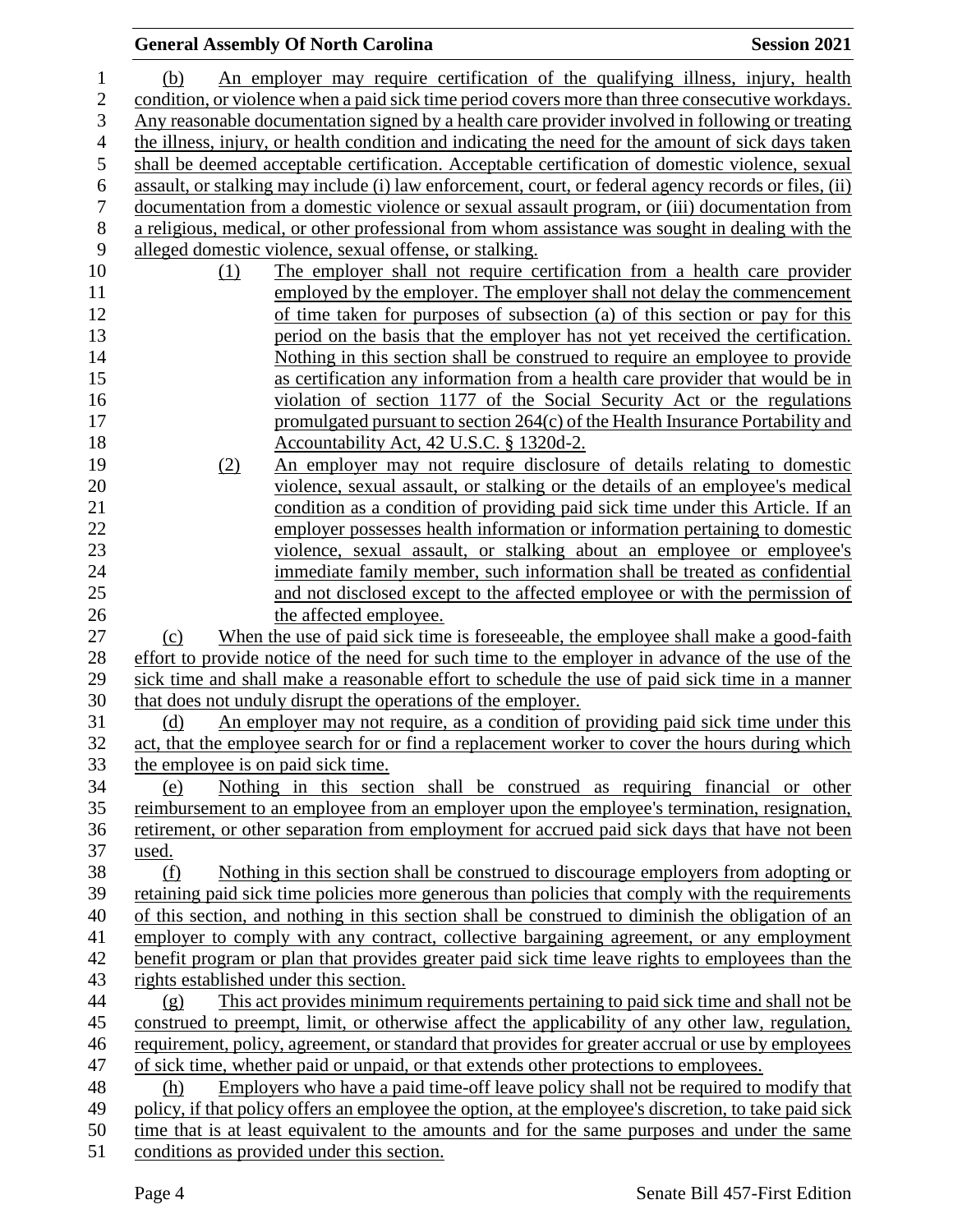(b) An employer may require certification of the qualifying illness, injury, health condition, or violence when a paid sick time period covers more than three consecutive workdays. Any reasonable documentation signed by a health care provider involved in following or treating the illness, injury, or health condition and indicating the need for the amount of sick days taken shall be deemed acceptable certification. Acceptable certification of domestic violence, sexual assault, or stalking may include (i) law enforcement, court, or federal agency records or files, (ii) documentation from a domestic violence or sexual assault program, or (iii) documentation from a religious, medical, or other professional from whom assistance was sought in dealing with the alleged domestic violence, sexual offense, or stalking.

(1) The employer shall not require certification from a health care provider employed by the employer. The employer shall not delay the commencement of time taken for purposes of subsection (a) of this section or pay for this period on the basis that the employer has not yet received the certification. Nothing in this section shall be construed to require an employee to provide as certification any information from a health care provider that would be in violation of section 1177 of the Social Security Act or the regulations promulgated pursuant to section 264(c) of the Health Insurance Portability and Accountability Act, 42 U.S.C. § 1320d-2.

(2) An employer may not require disclosure of details relating to domestic violence, sexual assault, or stalking or the details of an employee's medical condition as a condition of providing paid sick time under this Article. If an employer possesses health information or information pertaining to domestic violence, sexual assault, or stalking about an employee or employee's immediate family member, such information shall be treated as confidential and not disclosed except to the affected employee or with the permission of the affected employee.

(c) When the use of paid sick time is foreseeable, the employee shall make a good-faith effort to provide notice of the need for such time to the employer in advance of the use of the sick time and shall make a reasonable effort to schedule the use of paid sick time in a manner that does not unduly disrupt the operations of the employer.

(d) An employer may not require, as a condition of providing paid sick time under this act, that the employee search for or find a replacement worker to cover the hours during which the employee is on paid sick time.

(e) Nothing in this section shall be construed as requiring financial or other reimbursement to an employee from an employer upon the employee's termination, resignation, retirement, or other separation from employment for accrued paid sick days that have not been used.

(f) Nothing in this section shall be construed to discourage employers from adopting or retaining paid sick time policies more generous than policies that comply with the requirements of this section, and nothing in this section shall be construed to diminish the obligation of an employer to comply with any contract, collective bargaining agreement, or any employment benefit program or plan that provides greater paid sick time leave rights to employees than the rights established under this section.

(g) This act provides minimum requirements pertaining to paid sick time and shall not be construed to preempt, limit, or otherwise affect the applicability of any other law, regulation, requirement, policy, agreement, or standard that provides for greater accrual or use by employees of sick time, whether paid or unpaid, or that extends other protections to employees.

(h) Employers who have a paid time-off leave policy shall not be required to modify that policy, if that policy offers an employee the option, at the employee's discretion, to take paid sick time that is at least equivalent to the amounts and for the same purposes and under the same conditions as provided under this section.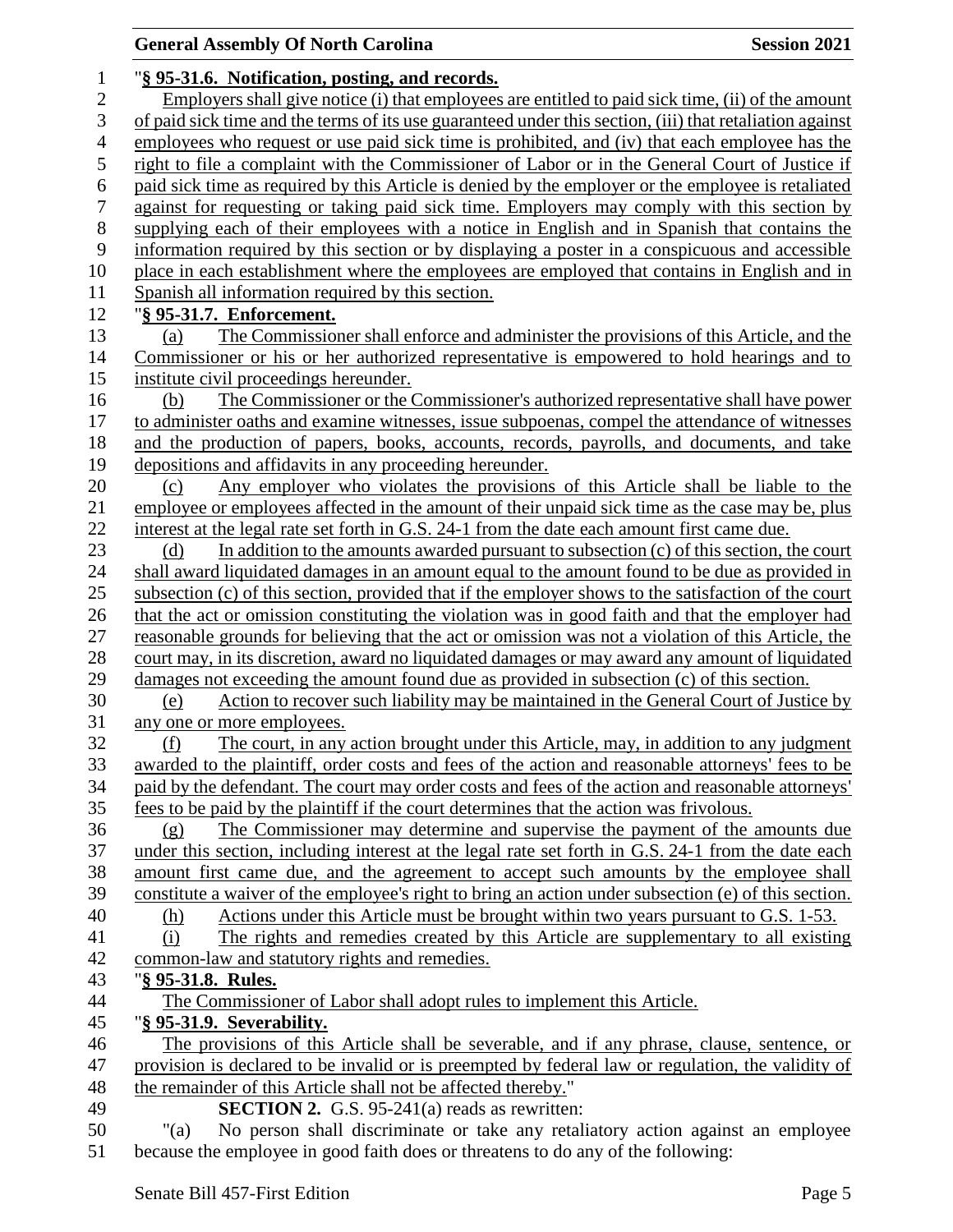"**§ 95-31.6. Notification, posting, and records.**

Employers shall give notice (i) that employees are entitled to paid sick time, (ii) of the amount of paid sick time and the terms of its use guaranteed under this section, (iii) that retaliation against employees who request or use paid sick time is prohibited, and (iv) that each employee has the right to file a complaint with the Commissioner of Labor or in the General Court of Justice if paid sick time as required by this Article is denied by the employer or the employee is retaliated against for requesting or taking paid sick time. Employers may comply with this section by supplying each of their employees with a notice in English and in Spanish that contains the information required by this section or by displaying a poster in a conspicuous and accessible place in each establishment where the employees are employed that contains in English and in Spanish all information required by this section.

"**§ 95-31.7. Enforcement.**

(a) The Commissioner shall enforce and administer the provisions of this Article, and the Commissioner or his or her authorized representative is empowered to hold hearings and to institute civil proceedings hereunder.

(b) The Commissioner or the Commissioner's authorized representative shall have power to administer oaths and examine witnesses, issue subpoenas, compel the attendance of witnesses and the production of papers, books, accounts, records, payrolls, and documents, and take depositions and affidavits in any proceeding hereunder.

(c) Any employer who violates the provisions of this Article shall be liable to the employee or employees affected in the amount of their unpaid sick time as the case may be, plus interest at the legal rate set forth in G.S. 24-1 from the date each amount first came due.

(d) In addition to the amounts awarded pursuant to subsection (c) of this section, the court shall award liquidated damages in an amount equal to the amount found to be due as provided in subsection (c) of this section, provided that if the employer shows to the satisfaction of the court that the act or omission constituting the violation was in good faith and that the employer had reasonable grounds for believing that the act or omission was not a violation of this Article, the court may, in its discretion, award no liquidated damages or may award any amount of liquidated damages not exceeding the amount found due as provided in subsection (c) of this section.

(e) Action to recover such liability may be maintained in the General Court of Justice by any one or more employees.

(f) The court, in any action brought under this Article, may, in addition to any judgment awarded to the plaintiff, order costs and fees of the action and reasonable attorneys' fees to be paid by the defendant. The court may order costs and fees of the action and reasonable attorneys' fees to be paid by the plaintiff if the court determines that the action was frivolous.

(g) The Commissioner may determine and supervise the payment of the amounts due under this section, including interest at the legal rate set forth in G.S. 24-1 from the date each amount first came due, and the agreement to accept such amounts by the employee shall constitute a waiver of the employee's right to bring an action under subsection (e) of this section.

(h) Actions under this Article must be brought within two years pursuant to G.S. 1-53.

(i) The rights and remedies created by this Article are supplementary to all existing common-law and statutory rights and remedies.

"**§ 95-31.8. Rules.**

The Commissioner of Labor shall adopt rules to implement this Article.

"**§ 95-31.9. Severability.**

The provisions of this Article shall be severable, and if any phrase, clause, sentence, or provision is declared to be invalid or is preempted by federal law or regulation, the validity of the remainder of this Article shall not be affected thereby."

**SECTION 2.** G.S. 95-241(a) reads as rewritten:

"(a) No person shall discriminate or take any retaliatory action against an employee because the employee in good faith does or threatens to do any of the following: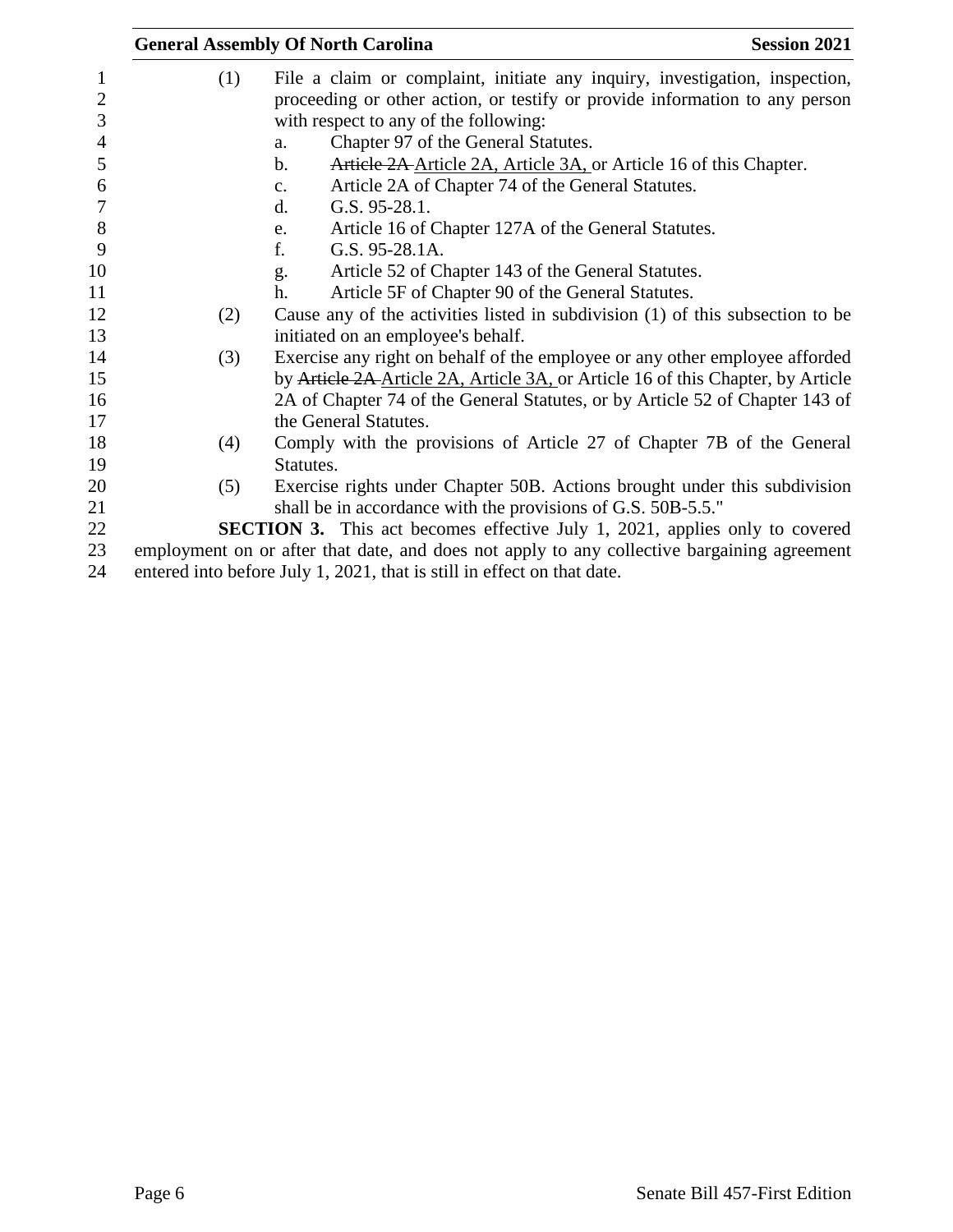(1) File a claim or complaint, initiate any inquiry, investigation, inspection, proceeding or other action, or testify or provide information to any person with respect to any of the following:

a. Chapter 97 of the General Statutes.

b. ~~Article 2A~~ Article 2A, Article 3A, or Article 16 of this Chapter.

c. Article 2A of Chapter 74 of the General Statutes.

d. G.S. 95-28.1.

e. Article 16 of Chapter 127A of the General Statutes.

f. G.S. 95-28.1A.

g. Article 52 of Chapter 143 of the General Statutes.

h. Article 5F of Chapter 90 of the General Statutes.

(2) Cause any of the activities listed in subdivision (1) of this subsection to be initiated on an employee's behalf.

(3) Exercise any right on behalf of the employee or any other employee afforded by ~~Article 2A~~ Article 2A, Article 3A, or Article 16 of this Chapter, by Article 2A of Chapter 74 of the General Statutes, or by Article 52 of Chapter 143 of the General Statutes.

(4) Comply with the provisions of Article 27 of Chapter 7B of the General Statutes.

(5) Exercise rights under Chapter 50B. Actions brought under this subdivision shall be in accordance with the provisions of G.S. 50B-5.5."

**SECTION 3.** This act becomes effective July 1, 2021, applies only to covered employment on or after that date, and does not apply to any collective bargaining agreement entered into before July 1, 2021, that is still in effect on that date.